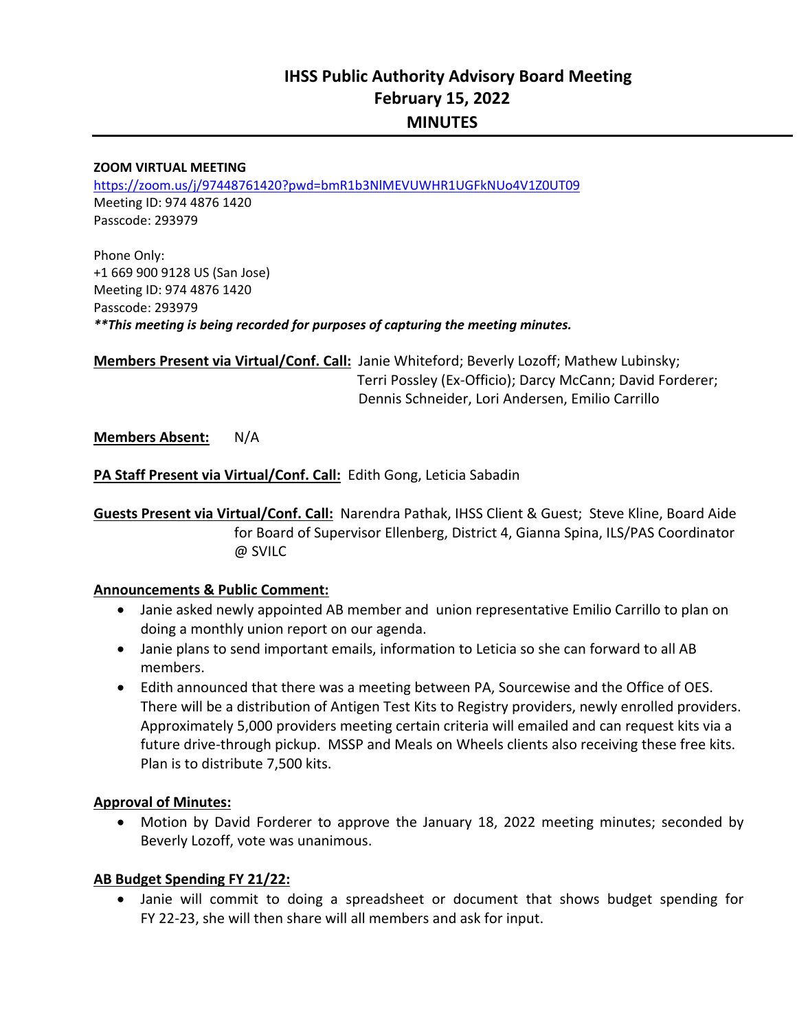# IHSS Public Authority Advisory Board Meeting
# February 15, 2022
# MINUTES

**ZOOM VIRTUAL MEETING**
https://zoom.us/j/97448761420?pwd=bmR1b3NlMEVUWHR1UGFkNUo4V1Z0UT09
Meeting ID: 974 4876 1420
Passcode: 293979

Phone Only:
+1 669 900 9128 US (San Jose)
Meeting ID: 974 4876 1420
Passcode: 293979
***This meeting is being recorded for purposes of capturing the meeting minutes.***

**Members Present via Virtual/Conf. Call:** Janie Whiteford; Beverly Lozoff; Mathew Lubinsky; Terri Possley (Ex-Officio); Darcy McCann; David Forderer; Dennis Schneider, Lori Andersen, Emilio Carrillo

**Members Absent:** N/A

**PA Staff Present via Virtual/Conf. Call:** Edith Gong, Leticia Sabadin

**Guests Present via Virtual/Conf. Call:** Narendra Pathak, IHSS Client & Guest; Steve Kline, Board Aide for Board of Supervisor Ellenberg, District 4, Gianna Spina, ILS/PAS Coordinator @ SVILC

**Announcements & Public Comment:**

- Janie asked newly appointed AB member and union representative Emilio Carrillo to plan on doing a monthly union report on our agenda.
- Janie plans to send important emails, information to Leticia so she can forward to all AB members.
- Edith announced that there was a meeting between PA, Sourcewise and the Office of OES. There will be a distribution of Antigen Test Kits to Registry providers, newly enrolled providers. Approximately 5,000 providers meeting certain criteria will emailed and can request kits via a future drive-through pickup. MSSP and Meals on Wheels clients also receiving these free kits. Plan is to distribute 7,500 kits.

**Approval of Minutes:**

- Motion by David Forderer to approve the January 18, 2022 meeting minutes; seconded by Beverly Lozoff, vote was unanimous.

**AB Budget Spending FY 21/22:**

- Janie will commit to doing a spreadsheet or document that shows budget spending for FY 22-23, she will then share will all members and ask for input.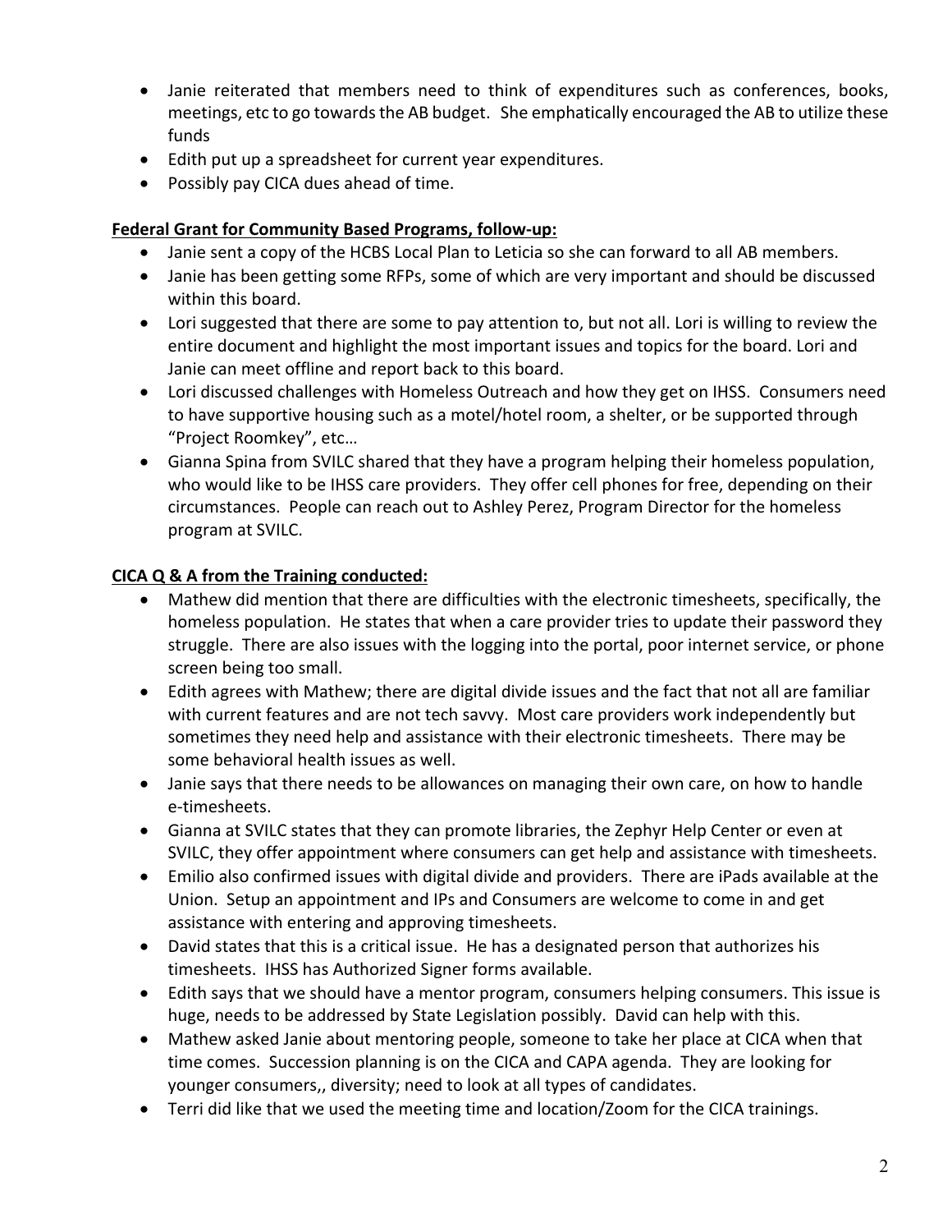- Janie reiterated that members need to think of expenditures such as conferences, books, meetings, etc to go towards the AB budget. She emphatically encouraged the AB to utilize these funds
- Edith put up a spreadsheet for current year expenditures.
- Possibly pay CICA dues ahead of time.

**Federal Grant for Community Based Programs, follow-up:**

- Janie sent a copy of the HCBS Local Plan to Leticia so she can forward to all AB members.
- Janie has been getting some RFPs, some of which are very important and should be discussed within this board.
- Lori suggested that there are some to pay attention to, but not all. Lori is willing to review the entire document and highlight the most important issues and topics for the board. Lori and Janie can meet offline and report back to this board.
- Lori discussed challenges with Homeless Outreach and how they get on IHSS. Consumers need to have supportive housing such as a motel/hotel room, a shelter, or be supported through "Project Roomkey", etc…
- Gianna Spina from SVILC shared that they have a program helping their homeless population, who would like to be IHSS care providers. They offer cell phones for free, depending on their circumstances. People can reach out to Ashley Perez, Program Director for the homeless program at SVILC.

**CICA Q & A from the Training conducted:**

- Mathew did mention that there are difficulties with the electronic timesheets, specifically, the homeless population. He states that when a care provider tries to update their password they struggle. There are also issues with the logging into the portal, poor internet service, or phone screen being too small.
- Edith agrees with Mathew; there are digital divide issues and the fact that not all are familiar with current features and are not tech savvy. Most care providers work independently but sometimes they need help and assistance with their electronic timesheets. There may be some behavioral health issues as well.
- Janie says that there needs to be allowances on managing their own care, on how to handle e-timesheets.
- Gianna at SVILC states that they can promote libraries, the Zephyr Help Center or even at SVILC, they offer appointment where consumers can get help and assistance with timesheets.
- Emilio also confirmed issues with digital divide and providers. There are iPads available at the Union. Setup an appointment and IPs and Consumers are welcome to come in and get assistance with entering and approving timesheets.
- David states that this is a critical issue. He has a designated person that authorizes his timesheets. IHSS has Authorized Signer forms available.
- Edith says that we should have a mentor program, consumers helping consumers. This issue is huge, needs to be addressed by State Legislation possibly. David can help with this.
- Mathew asked Janie about mentoring people, someone to take her place at CICA when that time comes. Succession planning is on the CICA and CAPA agenda. They are looking for younger consumers,, diversity; need to look at all types of candidates.
- Terri did like that we used the meeting time and location/Zoom for the CICA trainings.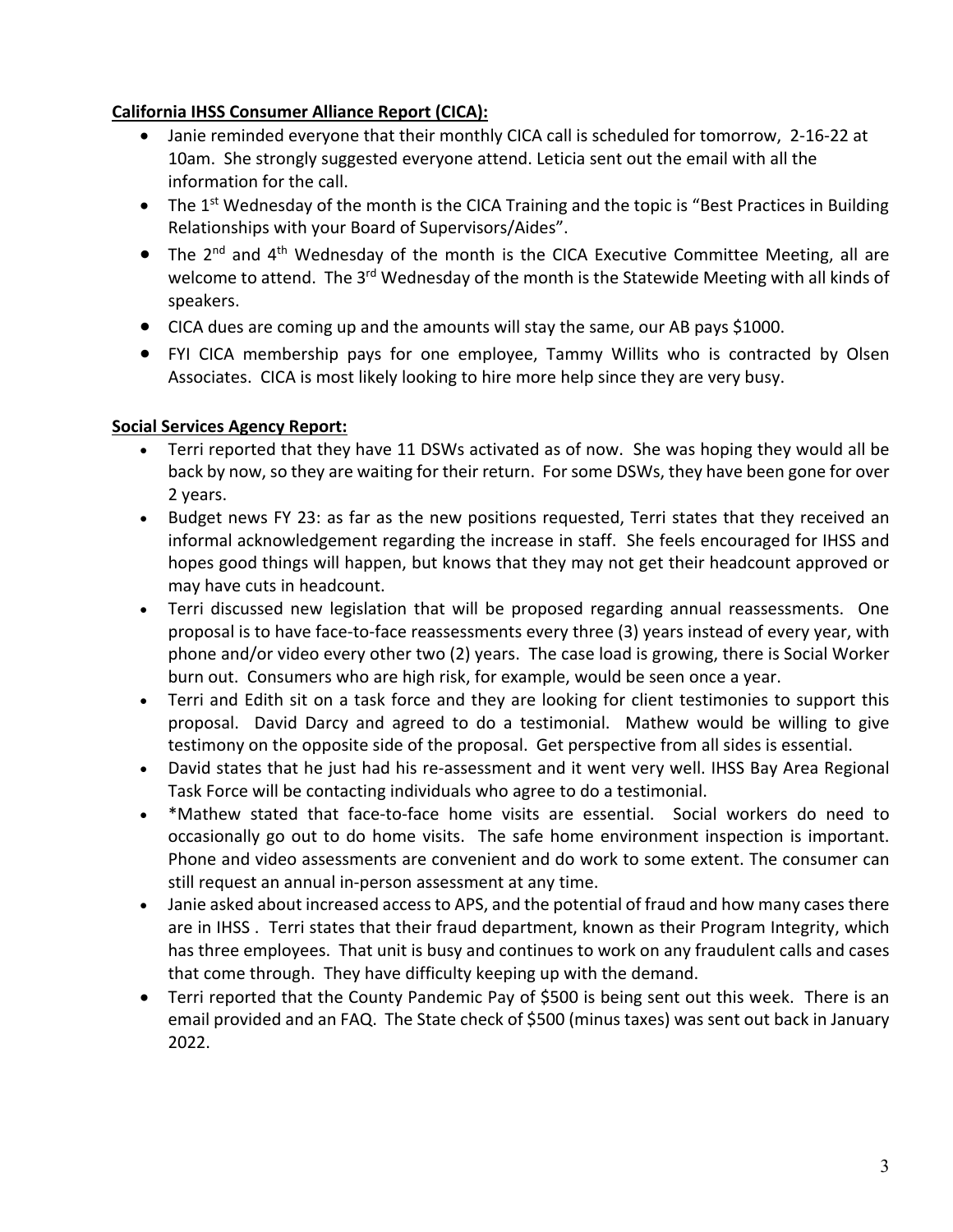**California IHSS Consumer Alliance Report (CICA):**

- Janie reminded everyone that their monthly CICA call is scheduled for tomorrow, 2-16-22 at 10am. She strongly suggested everyone attend. Leticia sent out the email with all the information for the call.
- The 1st Wednesday of the month is the CICA Training and the topic is "Best Practices in Building Relationships with your Board of Supervisors/Aides".
- The 2nd and 4th Wednesday of the month is the CICA Executive Committee Meeting, all are welcome to attend. The 3rd Wednesday of the month is the Statewide Meeting with all kinds of speakers.
- CICA dues are coming up and the amounts will stay the same, our AB pays $1000.
- FYI CICA membership pays for one employee, Tammy Willits who is contracted by Olsen Associates. CICA is most likely looking to hire more help since they are very busy.

**Social Services Agency Report:**

- Terri reported that they have 11 DSWs activated as of now. She was hoping they would all be back by now, so they are waiting for their return. For some DSWs, they have been gone for over 2 years.
- Budget news FY 23: as far as the new positions requested, Terri states that they received an informal acknowledgement regarding the increase in staff. She feels encouraged for IHSS and hopes good things will happen, but knows that they may not get their headcount approved or may have cuts in headcount.
- Terri discussed new legislation that will be proposed regarding annual reassessments. One proposal is to have face-to-face reassessments every three (3) years instead of every year, with phone and/or video every other two (2) years. The case load is growing, there is Social Worker burn out. Consumers who are high risk, for example, would be seen once a year.
- Terri and Edith sit on a task force and they are looking for client testimonies to support this proposal. David Darcy and agreed to do a testimonial. Mathew would be willing to give testimony on the opposite side of the proposal. Get perspective from all sides is essential.
- David states that he just had his re-assessment and it went very well. IHSS Bay Area Regional Task Force will be contacting individuals who agree to do a testimonial.
- *Mathew stated that face-to-face home visits are essential. Social workers do need to occasionally go out to do home visits. The safe home environment inspection is important. Phone and video assessments are convenient and do work to some extent. The consumer can still request an annual in-person assessment at any time.
- Janie asked about increased access to APS, and the potential of fraud and how many cases there are in IHSS . Terri states that their fraud department, known as their Program Integrity, which has three employees. That unit is busy and continues to work on any fraudulent calls and cases that come through. They have difficulty keeping up with the demand.
- Terri reported that the County Pandemic Pay of $500 is being sent out this week. There is an email provided and an FAQ. The State check of $500 (minus taxes) was sent out back in January 2022.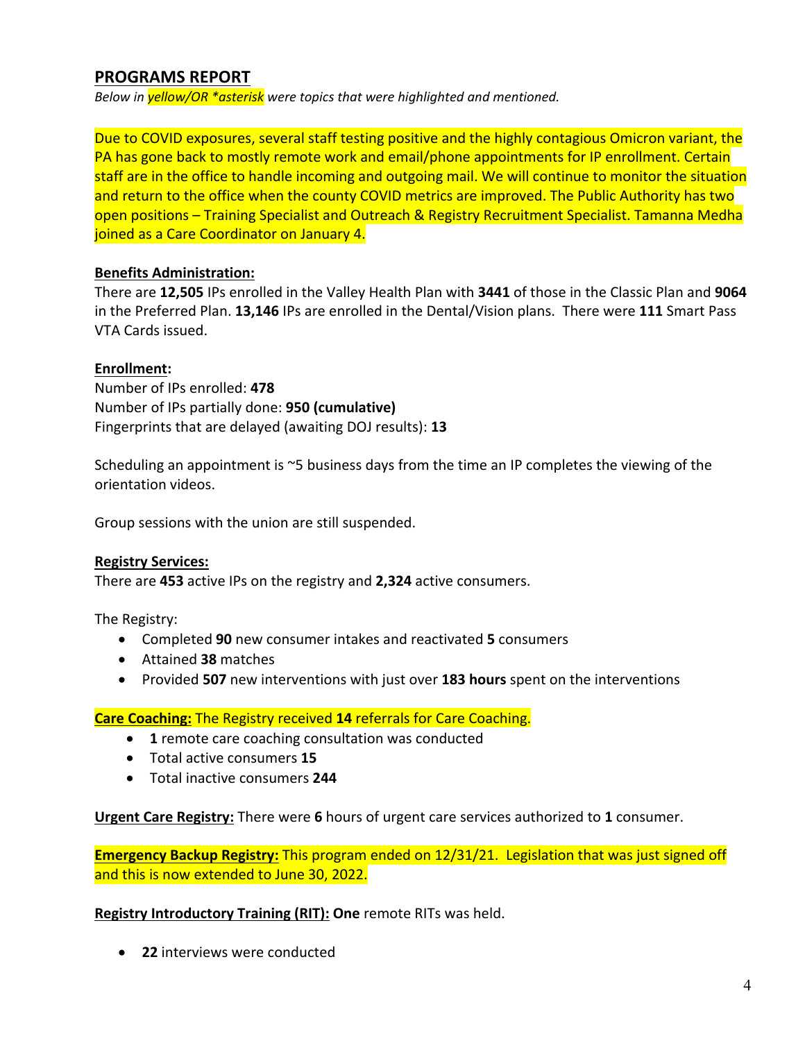## PROGRAMS REPORT

*Below in yellow/OR *asterisk were topics that were highlighted and mentioned.*

Due to COVID exposures, several staff testing positive and the highly contagious Omicron variant, the PA has gone back to mostly remote work and email/phone appointments for IP enrollment. Certain staff are in the office to handle incoming and outgoing mail. We will continue to monitor the situation and return to the office when the county COVID metrics are improved. The Public Authority has two open positions – Training Specialist and Outreach & Registry Recruitment Specialist. Tamanna Medha joined as a Care Coordinator on January 4.

**Benefits Administration:**

There are **12,505** IPs enrolled in the Valley Health Plan with **3441** of those in the Classic Plan and **9064** in the Preferred Plan. **13,146** IPs are enrolled in the Dental/Vision plans. There were **111** Smart Pass VTA Cards issued.

**Enrollment:**

Number of IPs enrolled: **478**
Number of IPs partially done: **950 (cumulative)**
Fingerprints that are delayed (awaiting DOJ results): **13**

Scheduling an appointment is ~5 business days from the time an IP completes the viewing of the orientation videos.

Group sessions with the union are still suspended.

**Registry Services:**

There are **453** active IPs on the registry and **2,324** active consumers.

The Registry:

- Completed **90** new consumer intakes and reactivated **5** consumers
- Attained **38** matches
- Provided **507** new interventions with just over **183 hours** spent on the interventions

**Care Coaching:** The Registry received **14** referrals for Care Coaching.

- **1** remote care coaching consultation was conducted
- Total active consumers **15**
- Total inactive consumers **244**

**Urgent Care Registry:** There were **6** hours of urgent care services authorized to **1** consumer.

**Emergency Backup Registry:** This program ended on 12/31/21. Legislation that was just signed off and this is now extended to June 30, 2022.

**Registry Introductory Training (RIT): One** remote RITs was held.

- **22** interviews were conducted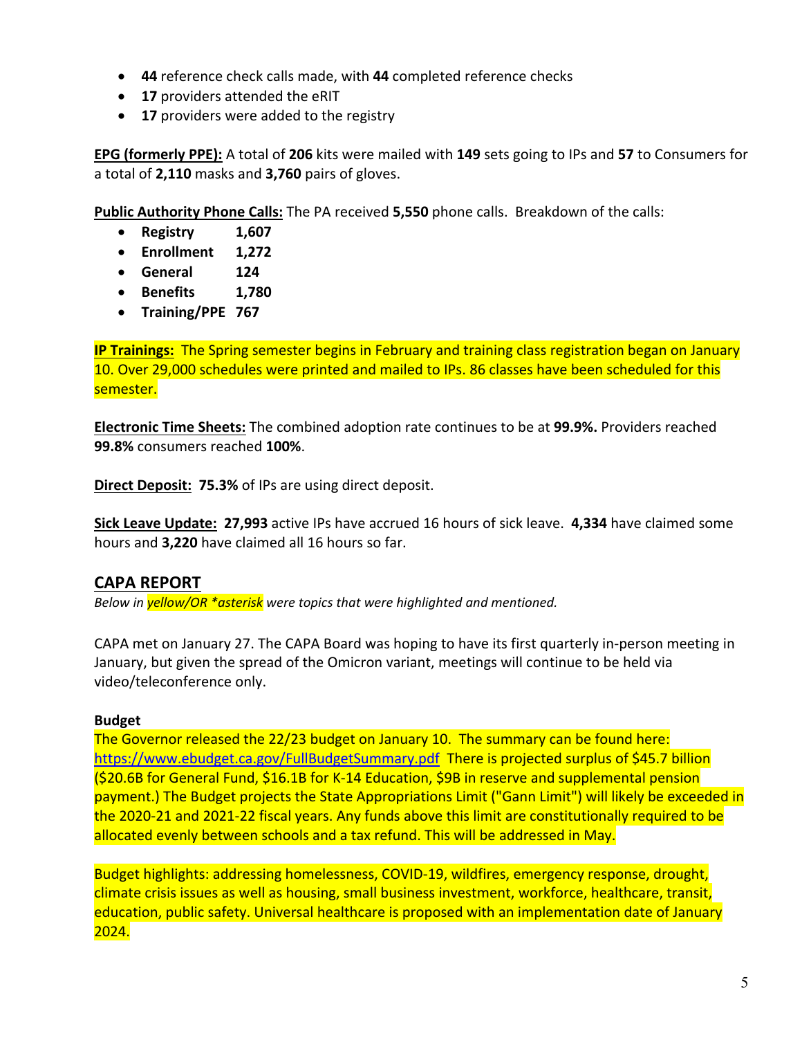- **44** reference check calls made, with **44** completed reference checks
- **17** providers attended the eRIT
- **17** providers were added to the registry

**EPG (formerly PPE):** A total of **206** kits were mailed with **149** sets going to IPs and **57** to Consumers for a total of **2,110** masks and **3,760** pairs of gloves.

**Public Authority Phone Calls:** The PA received **5,550** phone calls. Breakdown of the calls:

- **Registry 1,607**
- **Enrollment 1,272**
- **General 124**
- **Benefits 1,780**
- **Training/PPE 767**

**IP Trainings:** The Spring semester begins in February and training class registration began on January 10. Over 29,000 schedules were printed and mailed to IPs. 86 classes have been scheduled for this semester.

**Electronic Time Sheets:** The combined adoption rate continues to be at **99.9%.** Providers reached **99.8%** consumers reached **100%**.

**Direct Deposit:** **75.3%** of IPs are using direct deposit.

**Sick Leave Update:** **27,993** active IPs have accrued 16 hours of sick leave. **4,334** have claimed some hours and **3,220** have claimed all 16 hours so far.

## CAPA REPORT

*Below in yellow/OR *asterisk were topics that were highlighted and mentioned.*

CAPA met on January 27. The CAPA Board was hoping to have its first quarterly in-person meeting in January, but given the spread of the Omicron variant, meetings will continue to be held via video/teleconference only.

**Budget**

The Governor released the 22/23 budget on January 10. The summary can be found here: https://www.ebudget.ca.gov/FullBudgetSummary.pdf There is projected surplus of $45.7 billion ($20.6B for General Fund, $16.1B for K-14 Education, $9B in reserve and supplemental pension payment.) The Budget projects the State Appropriations Limit ("Gann Limit") will likely be exceeded in the 2020-21 and 2021-22 fiscal years. Any funds above this limit are constitutionally required to be allocated evenly between schools and a tax refund. This will be addressed in May.

Budget highlights: addressing homelessness, COVID-19, wildfires, emergency response, drought, climate crisis issues as well as housing, small business investment, workforce, healthcare, transit, education, public safety. Universal healthcare is proposed with an implementation date of January 2024.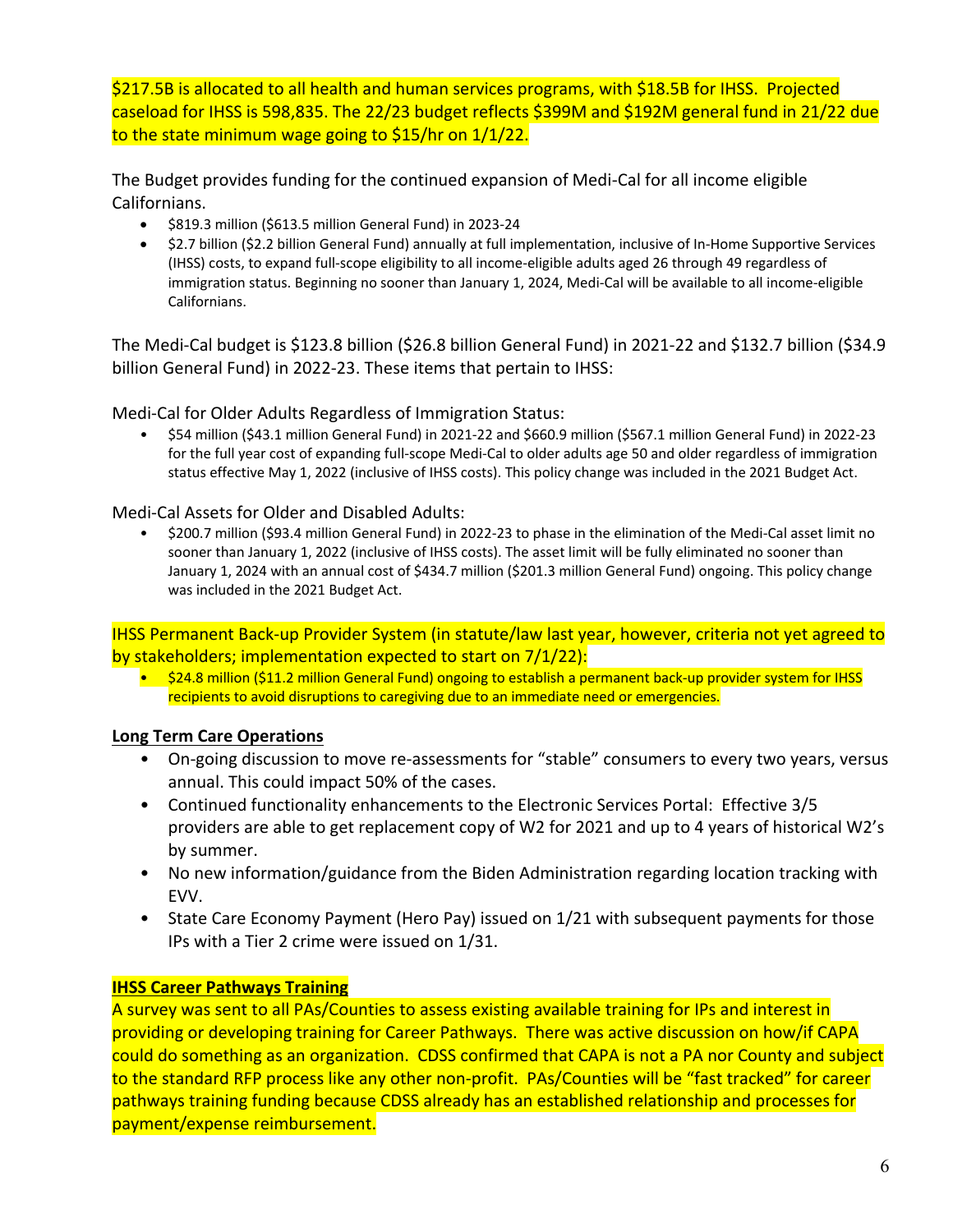$217.5B is allocated to all health and human services programs, with $18.5B for IHSS. Projected caseload for IHSS is 598,835. The 22/23 budget reflects $399M and $192M general fund in 21/22 due to the state minimum wage going to $15/hr on 1/1/22.

The Budget provides funding for the continued expansion of Medi-Cal for all income eligible Californians.

- $819.3 million ($613.5 million General Fund) in 2023-24
- $2.7 billion ($2.2 billion General Fund) annually at full implementation, inclusive of In-Home Supportive Services (IHSS) costs, to expand full-scope eligibility to all income-eligible adults aged 26 through 49 regardless of immigration status. Beginning no sooner than January 1, 2024, Medi-Cal will be available to all income-eligible Californians.

The Medi-Cal budget is $123.8 billion ($26.8 billion General Fund) in 2021-22 and $132.7 billion ($34.9 billion General Fund) in 2022-23. These items that pertain to IHSS:

Medi-Cal for Older Adults Regardless of Immigration Status:

- $54 million ($43.1 million General Fund) in 2021-22 and $660.9 million ($567.1 million General Fund) in 2022-23 for the full year cost of expanding full-scope Medi-Cal to older adults age 50 and older regardless of immigration status effective May 1, 2022 (inclusive of IHSS costs). This policy change was included in the 2021 Budget Act.

Medi-Cal Assets for Older and Disabled Adults:

- $200.7 million ($93.4 million General Fund) in 2022-23 to phase in the elimination of the Medi-Cal asset limit no sooner than January 1, 2022 (inclusive of IHSS costs). The asset limit will be fully eliminated no sooner than January 1, 2024 with an annual cost of $434.7 million ($201.3 million General Fund) ongoing. This policy change was included in the 2021 Budget Act.

IHSS Permanent Back-up Provider System (in statute/law last year, however, criteria not yet agreed to by stakeholders; implementation expected to start on 7/1/22):

- $24.8 million ($11.2 million General Fund) ongoing to establish a permanent back-up provider system for IHSS recipients to avoid disruptions to caregiving due to an immediate need or emergencies.

**Long Term Care Operations**

- On-going discussion to move re-assessments for "stable" consumers to every two years, versus annual. This could impact 50% of the cases.
- Continued functionality enhancements to the Electronic Services Portal: Effective 3/5 providers are able to get replacement copy of W2 for 2021 and up to 4 years of historical W2's by summer.
- No new information/guidance from the Biden Administration regarding location tracking with EVV.
- State Care Economy Payment (Hero Pay) issued on 1/21 with subsequent payments for those IPs with a Tier 2 crime were issued on 1/31.

**IHSS Career Pathways Training**

A survey was sent to all PAs/Counties to assess existing available training for IPs and interest in providing or developing training for Career Pathways. There was active discussion on how/if CAPA could do something as an organization. CDSS confirmed that CAPA is not a PA nor County and subject to the standard RFP process like any other non-profit. PAs/Counties will be "fast tracked" for career pathways training funding because CDSS already has an established relationship and processes for payment/expense reimbursement.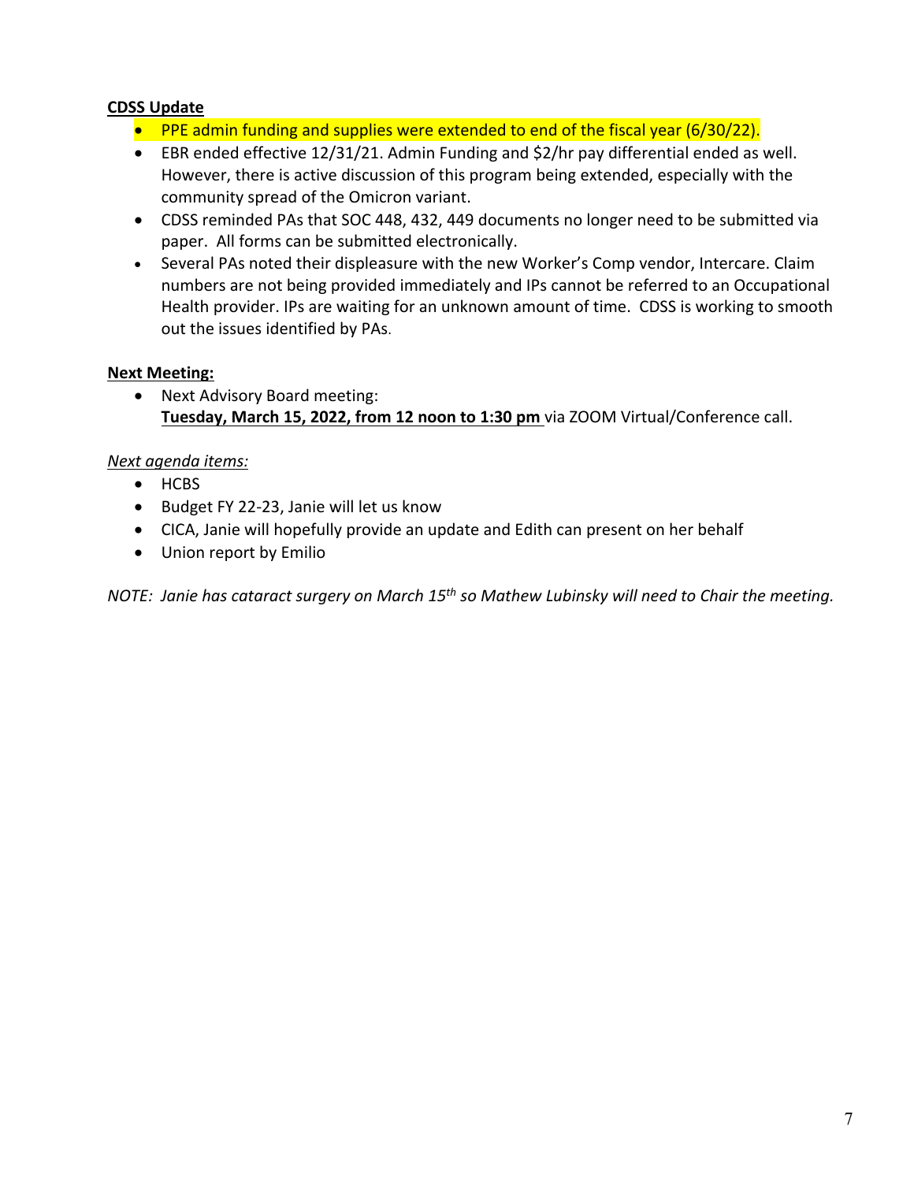**CDSS Update**

- PPE admin funding and supplies were extended to end of the fiscal year (6/30/22).
- EBR ended effective 12/31/21. Admin Funding and $2/hr pay differential ended as well. However, there is active discussion of this program being extended, especially with the community spread of the Omicron variant.
- CDSS reminded PAs that SOC 448, 432, 449 documents no longer need to be submitted via paper. All forms can be submitted electronically.
- Several PAs noted their displeasure with the new Worker's Comp vendor, Intercare. Claim numbers are not being provided immediately and IPs cannot be referred to an Occupational Health provider. IPs are waiting for an unknown amount of time. CDSS is working to smooth out the issues identified by PAs.

**Next Meeting:**

- Next Advisory Board meeting:
  **Tuesday, March 15, 2022, from 12 noon to 1:30 pm** via ZOOM Virtual/Conference call.

*Next agenda items:*

- HCBS
- Budget FY 22-23, Janie will let us know
- CICA, Janie will hopefully provide an update and Edith can present on her behalf
- Union report by Emilio

*NOTE: Janie has cataract surgery on March 15th so Mathew Lubinsky will need to Chair the meeting.*